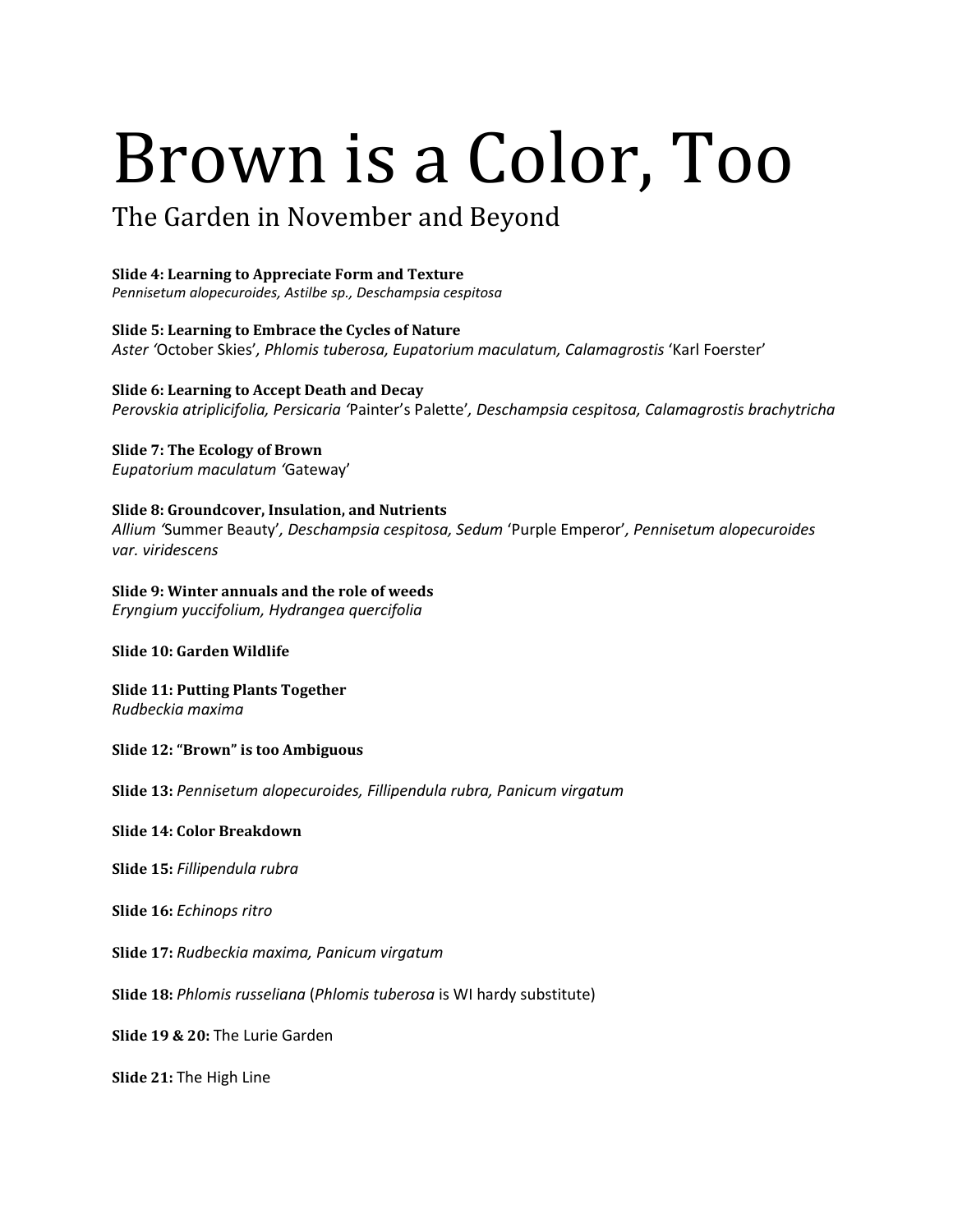# Brown is a Color, Too

## The Garden in November and Beyond

**Slide 4: Learning to Appreciate Form and Texture**
*Pennisetum alopecuroides, Astilbe sp., Deschampsia cespitosa*

**Slide 5: Learning to Embrace the Cycles of Nature**
*Aster '*October Skies'*, Phlomis tuberosa, Eupatorium maculatum, Calamagrostis* 'Karl Foerster'

**Slide 6: Learning to Accept Death and Decay**
*Perovskia atriplicifolia, Persicaria '*Painter's Palette'*, Deschampsia cespitosa, Calamagrostis brachytricha*

**Slide 7: The Ecology of Brown**
*Eupatorium maculatum '*Gateway'

**Slide 8: Groundcover, Insulation, and Nutrients**
*Allium '*Summer Beauty'*, Deschampsia cespitosa, Sedum* 'Purple Emperor'*, Pennisetum alopecuroides var. viridescens*

**Slide 9: Winter annuals and the role of weeds**
*Eryngium yuccifolium, Hydrangea quercifolia*

**Slide 10: Garden Wildlife**

**Slide 11: Putting Plants Together**
*Rudbeckia maxima*

**Slide 12: "Brown" is too Ambiguous**

**Slide 13:** *Pennisetum alopecuroides, Fillipendula rubra, Panicum virgatum*

**Slide 14: Color Breakdown**

**Slide 15:** *Fillipendula rubra*

**Slide 16:** *Echinops ritro*

**Slide 17:** *Rudbeckia maxima, Panicum virgatum*

**Slide 18:** *Phlomis russeliana* (*Phlomis tuberosa* is WI hardy substitute)

**Slide 19 & 20:** The Lurie Garden

**Slide 21:** The High Line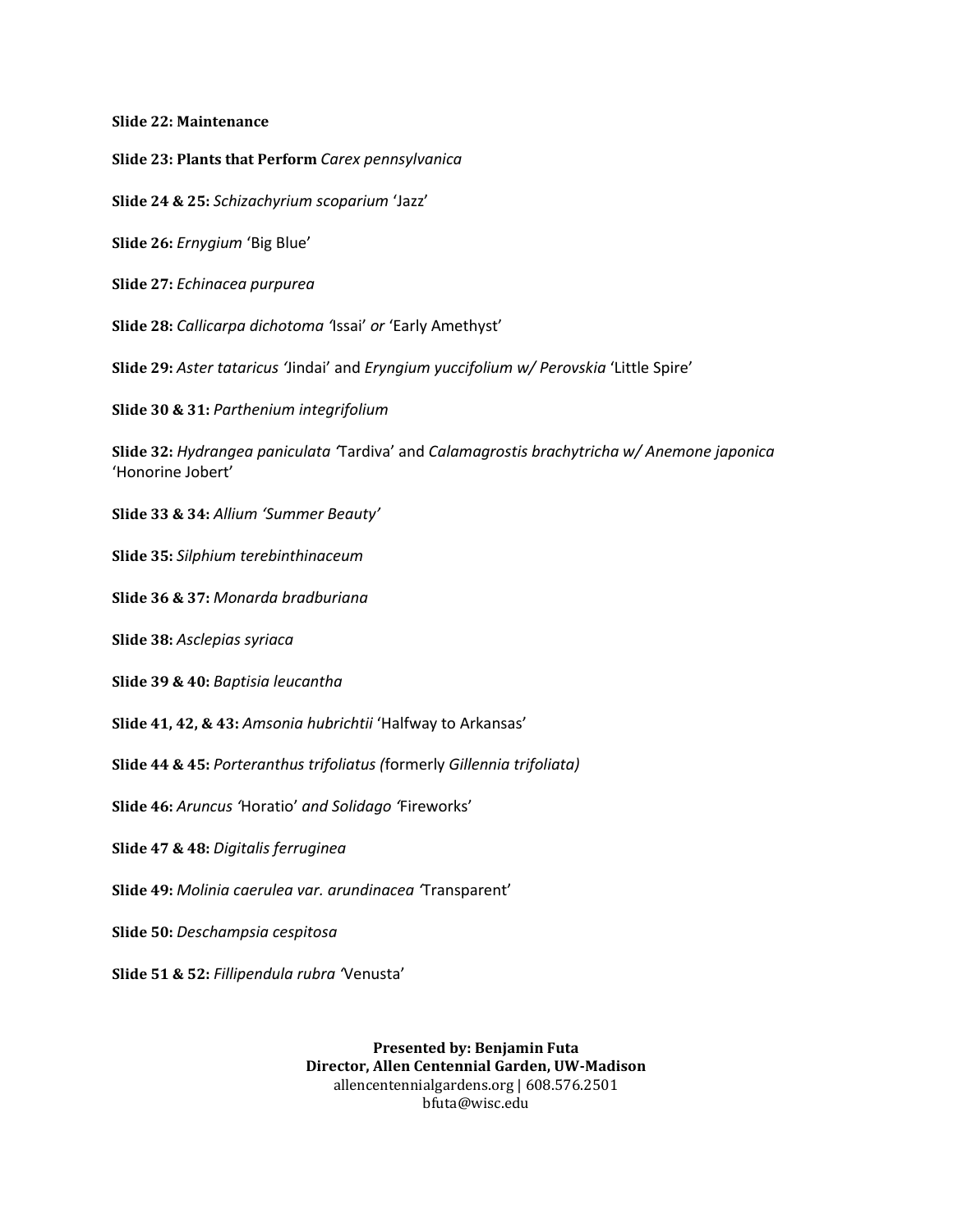**Slide 22: Maintenance**

**Slide 23: Plants that Perform** *Carex pennsylvanica*

**Slide 24 & 25:** *Schizachyrium scoparium* 'Jazz'

**Slide 26:** *Ernygium* 'Big Blue'

**Slide 27:** *Echinacea purpurea*

**Slide 28:** *Callicarpa dichotoma* 'Issai' *or* 'Early Amethyst'

**Slide 29:** *Aster tataricus* 'Jindai' and *Eryngium yuccifolium w/ Perovskia* 'Little Spire'

**Slide 30 & 31:** *Parthenium integrifolium*

**Slide 32:** *Hydrangea paniculata* 'Tardiva' and *Calamagrostis brachytricha w/ Anemone japonica* 'Honorine Jobert'

**Slide 33 & 34:** *Allium 'Summer Beauty'*

**Slide 35:** *Silphium terebinthinaceum*

**Slide 36 & 37:** *Monarda bradburiana*

**Slide 38:** *Asclepias syriaca*

**Slide 39 & 40:** *Baptisia leucantha*

**Slide 41, 42, & 43:** *Amsonia hubrichtii* 'Halfway to Arkansas'

**Slide 44 & 45:** *Porteranthus trifoliatus (*formerly *Gillennia trifoliata)*

**Slide 46:** *Aruncus* 'Horatio' *and Solidago* 'Fireworks'

**Slide 47 & 48:** *Digitalis ferruginea*

**Slide 49:** *Molinia caerulea var. arundinacea* 'Transparent'

**Slide 50:** *Deschampsia cespitosa*

**Slide 51 & 52:** *Fillipendula rubra* 'Venusta'

**Presented by: Benjamin Futa**
**Director, Allen Centennial Garden, UW-Madison**
allencentennialgardens.org | 608.576.2501
bfuta@wisc.edu